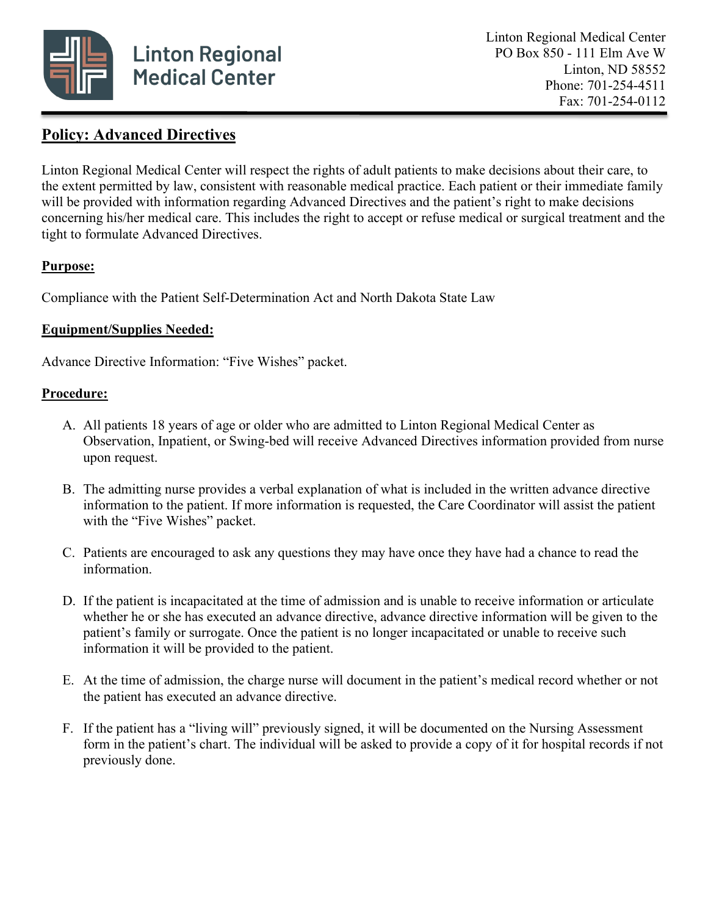Linton Regional Medical Center

Linton Regional Medical Center
PO Box 850 - 111 Elm Ave W
Linton, ND 58552
Phone: 701-254-4511
Fax: 701-254-0112

# Policy: Advanced Directives

Linton Regional Medical Center will respect the rights of adult patients to make decisions about their care, to the extent permitted by law, consistent with reasonable medical practice. Each patient or their immediate family will be provided with information regarding Advanced Directives and the patient's right to make decisions concerning his/her medical care. This includes the right to accept or refuse medical or surgical treatment and the tight to formulate Advanced Directives.

## Purpose:

Compliance with the Patient Self-Determination Act and North Dakota State Law

## Equipment/Supplies Needed:

Advance Directive Information: "Five Wishes" packet.

## Procedure:

A. All patients 18 years of age or older who are admitted to Linton Regional Medical Center as Observation, Inpatient, or Swing-bed will receive Advanced Directives information provided from nurse upon request.

B. The admitting nurse provides a verbal explanation of what is included in the written advance directive information to the patient. If more information is requested, the Care Coordinator will assist the patient with the "Five Wishes" packet.

C. Patients are encouraged to ask any questions they may have once they have had a chance to read the information.

D. If the patient is incapacitated at the time of admission and is unable to receive information or articulate whether he or she has executed an advance directive, advance directive information will be given to the patient's family or surrogate. Once the patient is no longer incapacitated or unable to receive such information it will be provided to the patient.

E. At the time of admission, the charge nurse will document in the patient's medical record whether or not the patient has executed an advance directive.

F. If the patient has a "living will" previously signed, it will be documented on the Nursing Assessment form in the patient's chart. The individual will be asked to provide a copy of it for hospital records if not previously done.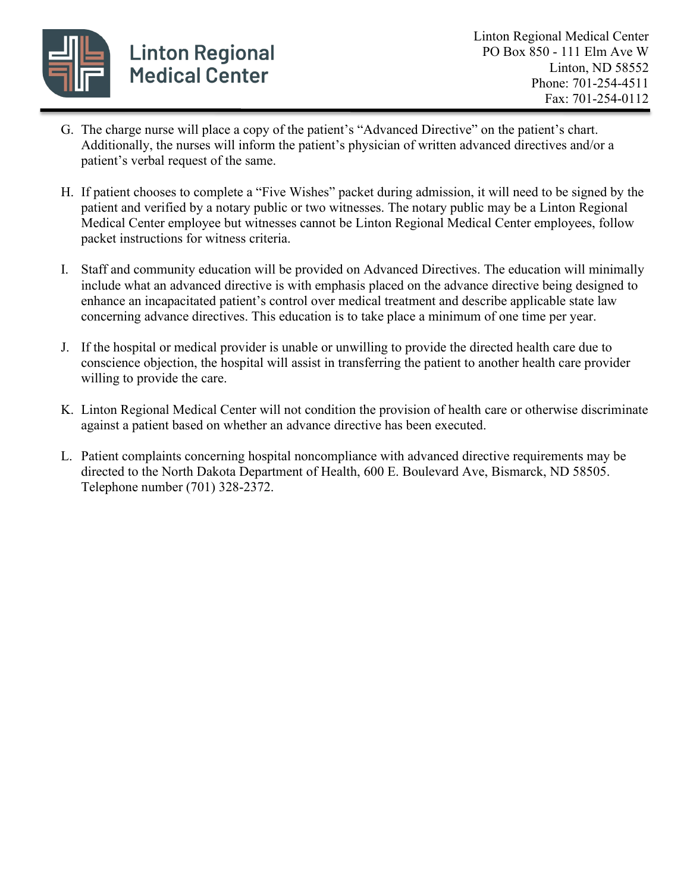G. The charge nurse will place a copy of the patient's "Advanced Directive" on the patient's chart. Additionally, the nurses will inform the patient's physician of written advanced directives and/or a patient's verbal request of the same.

H. If patient chooses to complete a "Five Wishes" packet during admission, it will need to be signed by the patient and verified by a notary public or two witnesses. The notary public may be a Linton Regional Medical Center employee but witnesses cannot be Linton Regional Medical Center employees, follow packet instructions for witness criteria.

I. Staff and community education will be provided on Advanced Directives. The education will minimally include what an advanced directive is with emphasis placed on the advance directive being designed to enhance an incapacitated patient's control over medical treatment and describe applicable state law concerning advance directives. This education is to take place a minimum of one time per year.

J. If the hospital or medical provider is unable or unwilling to provide the directed health care due to conscience objection, the hospital will assist in transferring the patient to another health care provider willing to provide the care.

K. Linton Regional Medical Center will not condition the provision of health care or otherwise discriminate against a patient based on whether an advance directive has been executed.

L. Patient complaints concerning hospital noncompliance with advanced directive requirements may be directed to the North Dakota Department of Health, 600 E. Boulevard Ave, Bismarck, ND 58505. Telephone number (701) 328-2372.